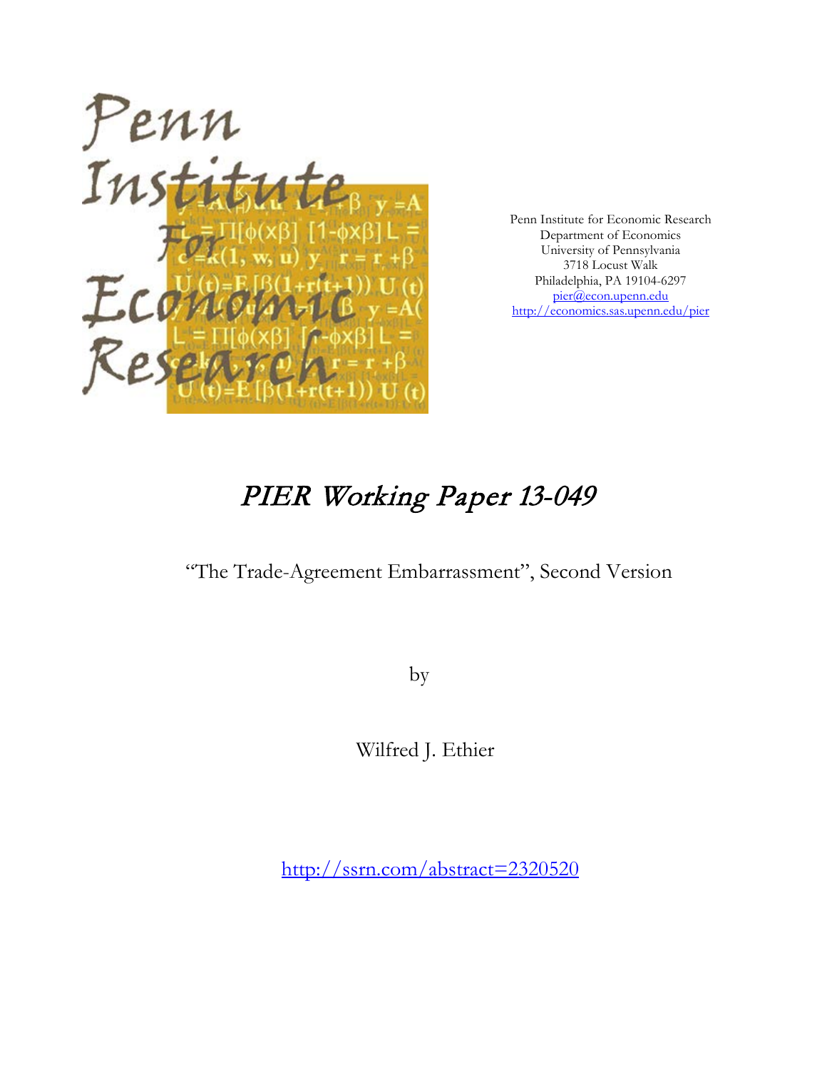Penn Institute for Economic Research
Department of Economics
University of Pennsylvania
3718 Locust Walk
Philadelphia, PA 19104-6297
pier@econ.upenn.edu
http://economics.sas.upenn.edu/pier

# PIER Working Paper 13-049

"The Trade-Agreement Embarrassment", Second Version

by

Wilfred J. Ethier

http://ssrn.com/abstract=2320520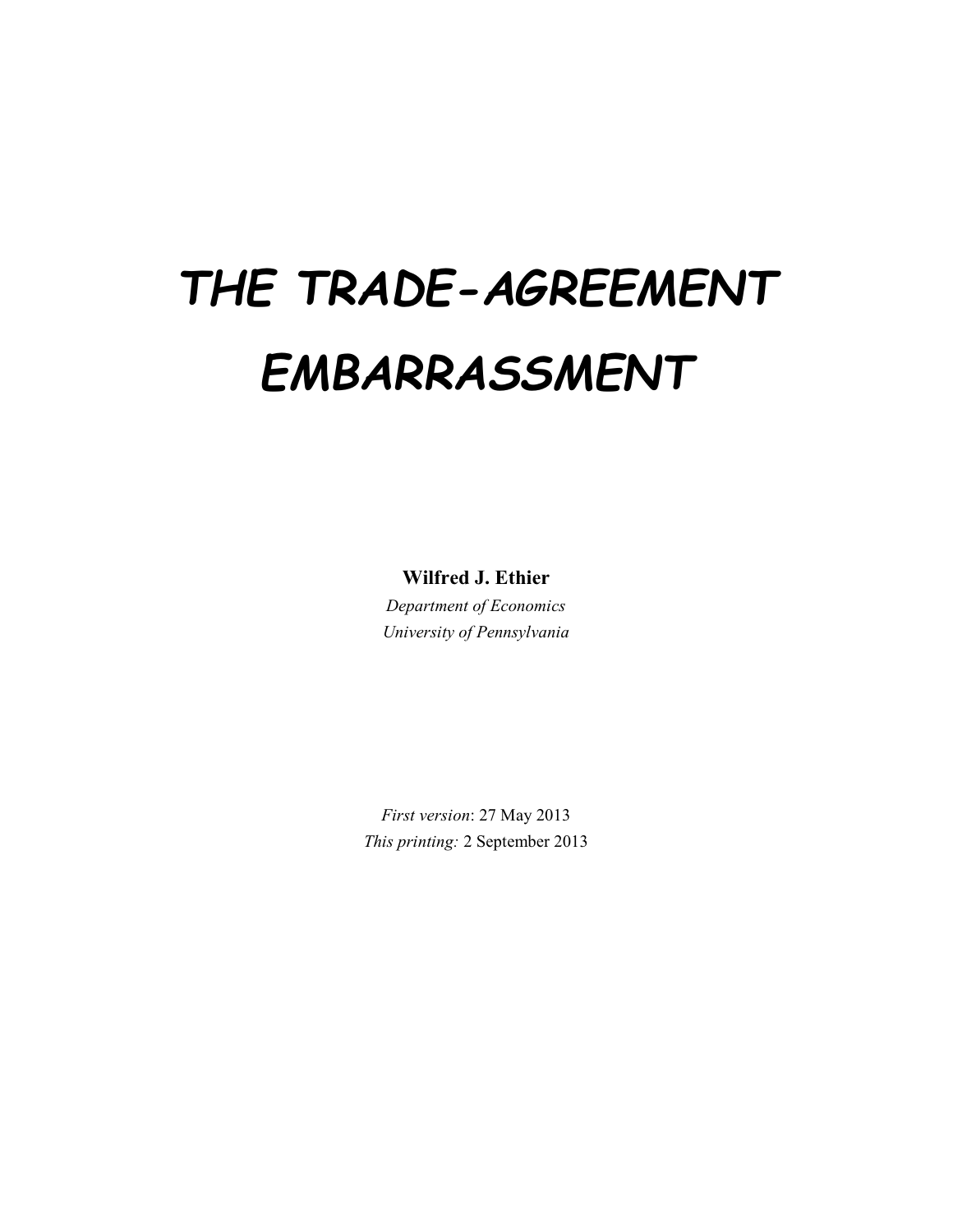# THE TRADE-AGREEMENT EMBARRASSMENT

**Wilfred J. Ethier**

*Department of Economics*

*University of Pennsylvania*

*First version*: 27 May 2013

*This printing:* 2 September 2013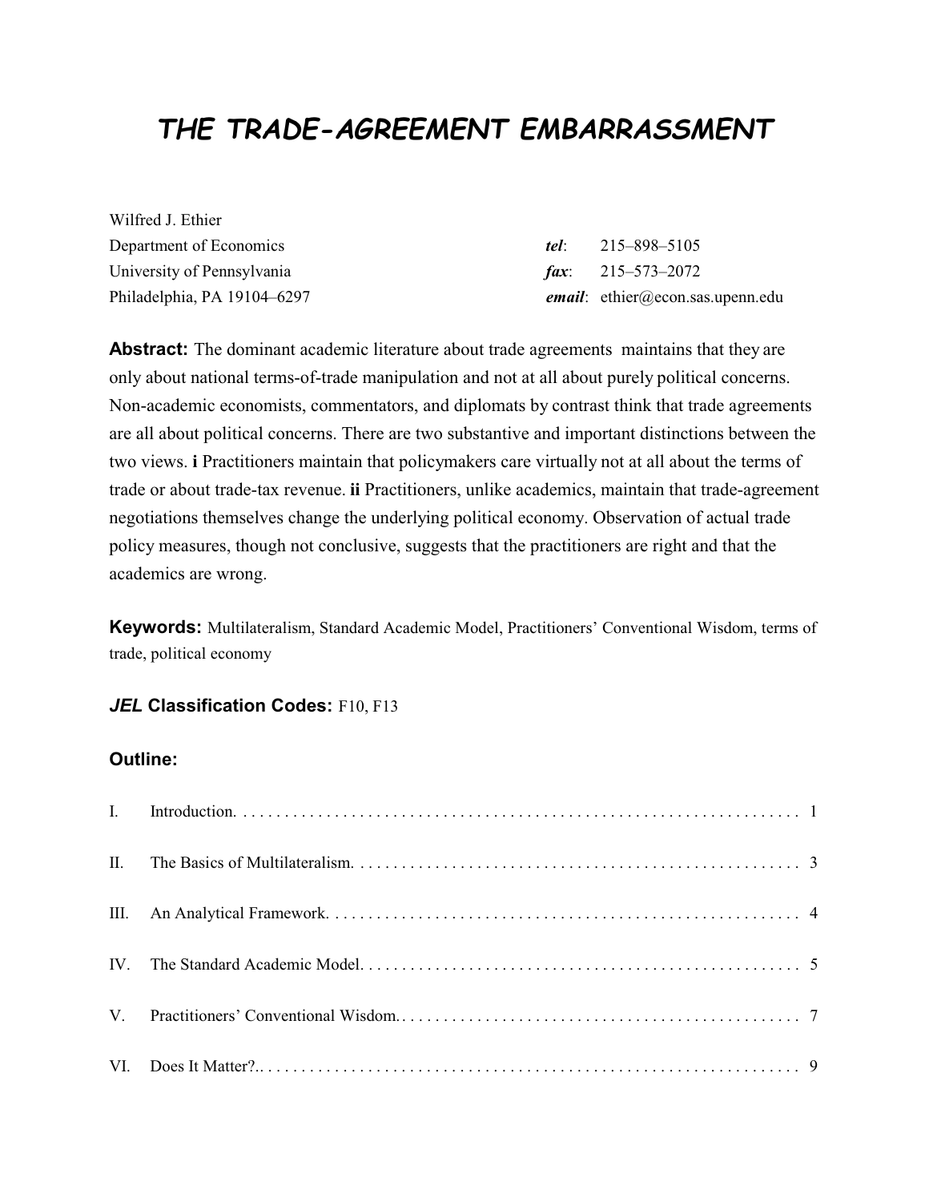# THE TRADE-AGREEMENT EMBARRASSMENT

Wilfred J. Ethier
Department of Economics
University of Pennsylvania
Philadelphia, PA 19104–6297

***tel***: 215–898–5105
***fax***: 215–573–2072
***email***: ethier@econ.sas.upenn.edu

**Abstract:** The dominant academic literature about trade agreements maintains that they are only about national terms-of-trade manipulation and not at all about purely political concerns. Non-academic economists, commentators, and diplomats by contrast think that trade agreements are all about political concerns. There are two substantive and important distinctions between the two views. **i** Practitioners maintain that policymakers care virtually not at all about the terms of trade or about trade-tax revenue. **ii** Practitioners, unlike academics, maintain that trade-agreement negotiations themselves change the underlying political economy. Observation of actual trade policy measures, though not conclusive, suggests that the practitioners are right and that the academics are wrong.

**Keywords:** Multilateralism, Standard Academic Model, Practitioners' Conventional Wisdom, terms of trade, political economy

### *JEL* Classification Codes: F10, F13

### Outline:

| | | |
|---|---|---|
| I. | Introduction. | 1 |
| II. | The Basics of Multilateralism. | 3 |
| III. | An Analytical Framework. | 4 |
| IV. | The Standard Academic Model. | 5 |
| V. | Practitioners' Conventional Wisdom. | 7 |
| VI. | Does It Matter?. | 9 |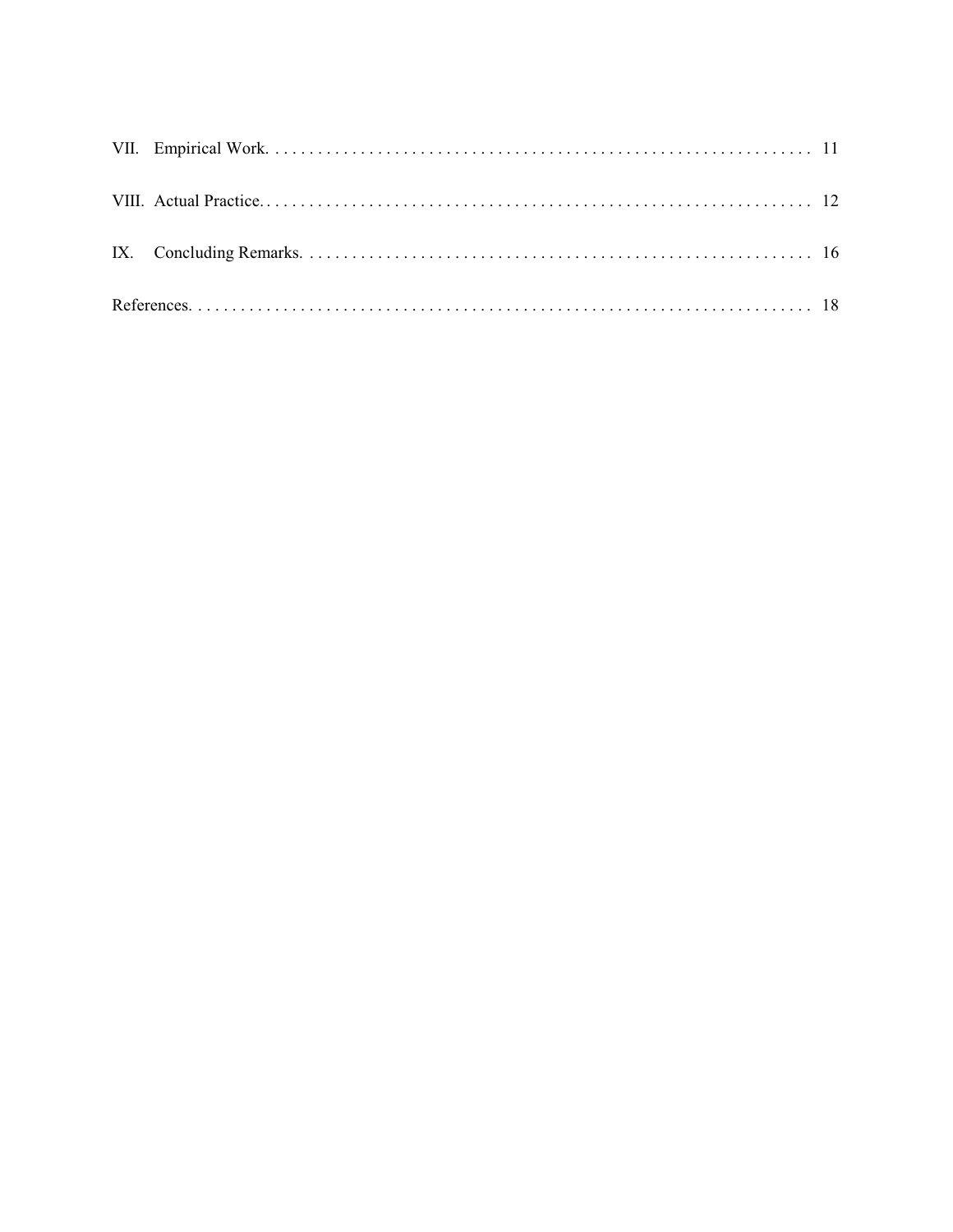VII. Empirical Work. . . . . . . . . . . . . . . . . . . . . . . . . . . . . . . . . . . . . . . . . . . . . . . . . . . . . . . . . . . . . . . . 11

VIII. Actual Practice. . . . . . . . . . . . . . . . . . . . . . . . . . . . . . . . . . . . . . . . . . . . . . . . . . . . . . . . . . . . . . . . . 12

IX. Concluding Remarks. . . . . . . . . . . . . . . . . . . . . . . . . . . . . . . . . . . . . . . . . . . . . . . . . . . . . . . . . . . . 16

References. . . . . . . . . . . . . . . . . . . . . . . . . . . . . . . . . . . . . . . . . . . . . . . . . . . . . . . . . . . . . . . . . . . . . . . . 18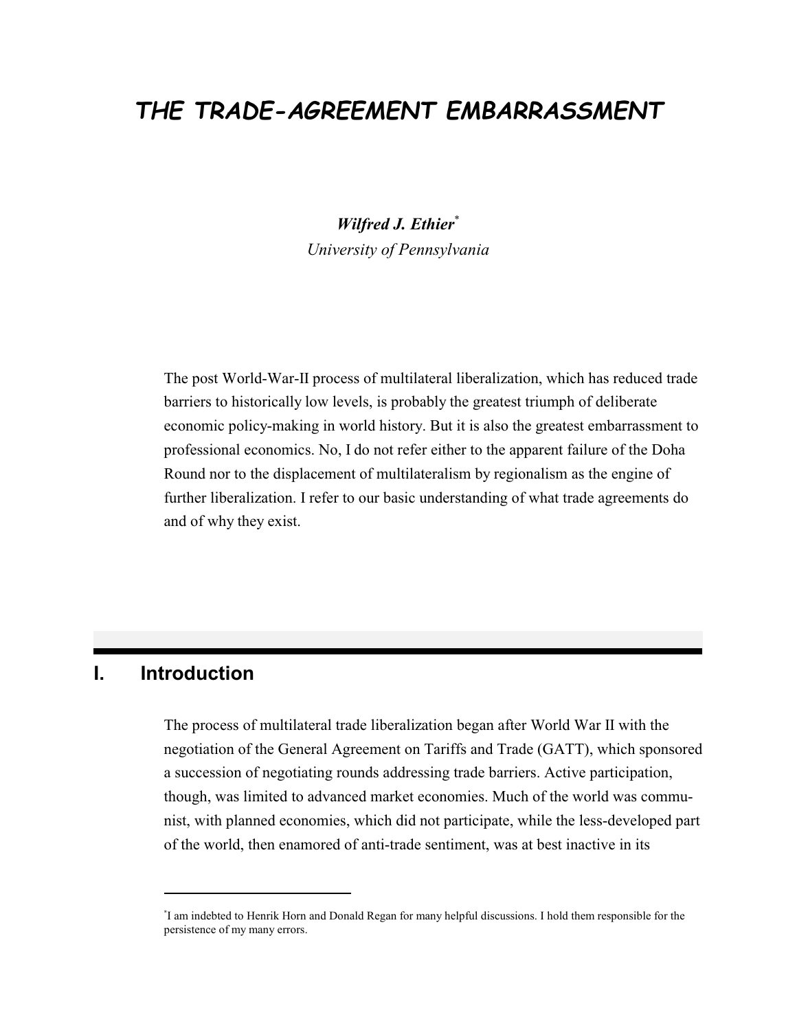# THE TRADE-AGREEMENT EMBARRASSMENT

***Wilfred J. Ethier***[*]
*University of Pennsylvania*

The post World-War-II process of multilateral liberalization, which has reduced trade barriers to historically low levels, is probably the greatest triumph of deliberate economic policy-making in world history. But it is also the greatest embarrassment to professional economics. No, I do not refer either to the apparent failure of the Doha Round nor to the displacement of multilateralism by regionalism as the engine of further liberalization. I refer to our basic understanding of what trade agreements do and of why they exist.

## I. Introduction

The process of multilateral trade liberalization began after World War II with the negotiation of the General Agreement on Tariffs and Trade (GATT), which sponsored a succession of negotiating rounds addressing trade barriers. Active participation, though, was limited to advanced market economies. Much of the world was communist, with planned economies, which did not participate, while the less-developed part of the world, then enamored of anti-trade sentiment, was at best inactive in its

---

[*] I am indebted to Henrik Horn and Donald Regan for many helpful discussions. I hold them responsible for the persistence of my many errors.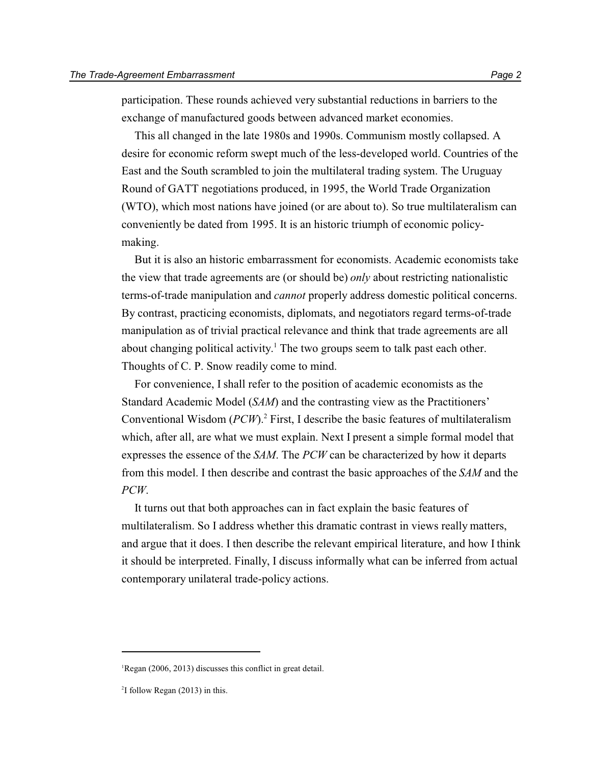participation. These rounds achieved very substantial reductions in barriers to the exchange of manufactured goods between advanced market economies.

This all changed in the late 1980s and 1990s. Communism mostly collapsed. A desire for economic reform swept much of the less-developed world. Countries of the East and the South scrambled to join the multilateral trading system. The Uruguay Round of GATT negotiations produced, in 1995, the World Trade Organization (WTO), which most nations have joined (or are about to). So true multilateralism can conveniently be dated from 1995. It is an historic triumph of economic policy-making.

But it is also an historic embarrassment for economists. Academic economists take the view that trade agreements are (or should be) *only* about restricting nationalistic terms-of-trade manipulation and *cannot* properly address domestic political concerns. By contrast, practicing economists, diplomats, and negotiators regard terms-of-trade manipulation as of trivial practical relevance and think that trade agreements are all about changing political activity.[1] The two groups seem to talk past each other. Thoughts of C. P. Snow readily come to mind.

For convenience, I shall refer to the position of academic economists as the Standard Academic Model (*SAM*) and the contrasting view as the Practitioners' Conventional Wisdom (*PCW*).[2] First, I describe the basic features of multilateralism which, after all, are what we must explain. Next I present a simple formal model that expresses the essence of the *SAM*. The *PCW* can be characterized by how it departs from this model. I then describe and contrast the basic approaches of the *SAM* and the *PCW*.

It turns out that both approaches can in fact explain the basic features of multilateralism. So I address whether this dramatic contrast in views really matters, and argue that it does. I then describe the relevant empirical literature, and how I think it should be interpreted. Finally, I discuss informally what can be inferred from actual contemporary unilateral trade-policy actions.

---

[1] Regan (2006, 2013) discusses this conflict in great detail.

[2] I follow Regan (2013) in this.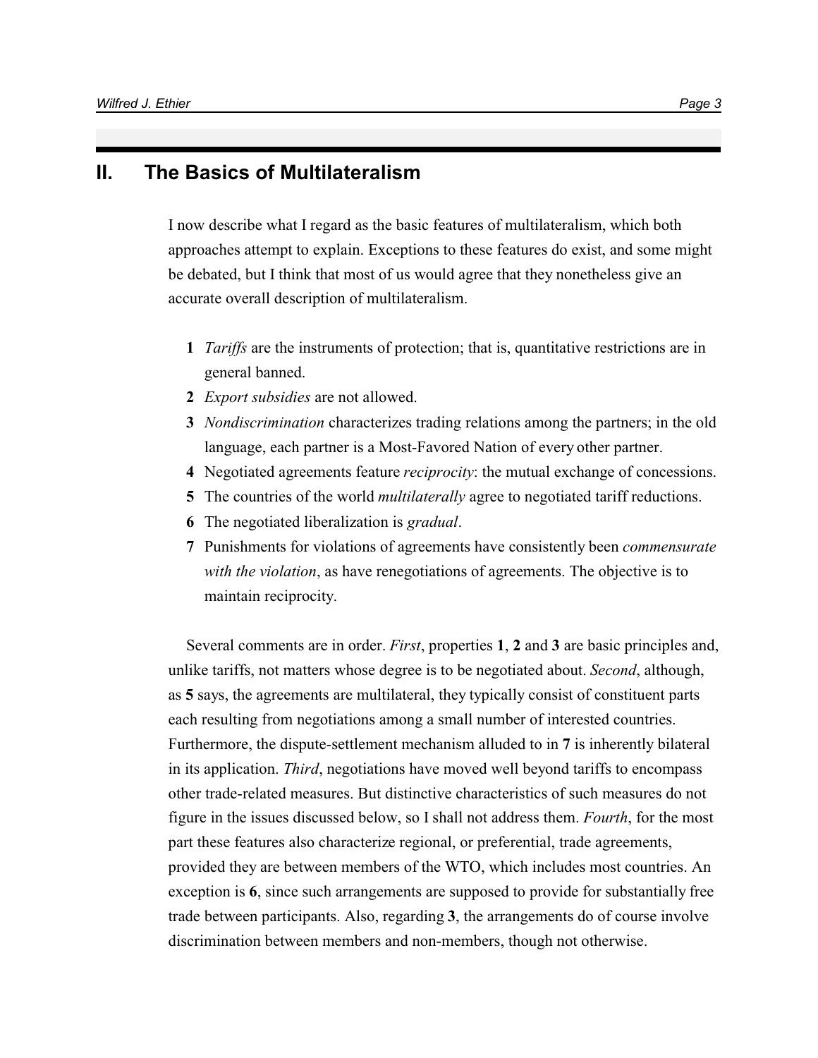## II. The Basics of Multilateralism

I now describe what I regard as the basic features of multilateralism, which both approaches attempt to explain. Exceptions to these features do exist, and some might be debated, but I think that most of us would agree that they nonetheless give an accurate overall description of multilateralism.

1. *Tariffs* are the instruments of protection; that is, quantitative restrictions are in general banned.
2. *Export subsidies* are not allowed.
3. *Nondiscrimination* characterizes trading relations among the partners; in the old language, each partner is a Most-Favored Nation of every other partner.
4. Negotiated agreements feature *reciprocity*: the mutual exchange of concessions.
5. The countries of the world *multilaterally* agree to negotiated tariff reductions.
6. The negotiated liberalization is *gradual*.
7. Punishments for violations of agreements have consistently been *commensurate with the violation*, as have renegotiations of agreements. The objective is to maintain reciprocity.

Several comments are in order. *First*, properties **1**, **2** and **3** are basic principles and, unlike tariffs, not matters whose degree is to be negotiated about. *Second*, although, as **5** says, the agreements are multilateral, they typically consist of constituent parts each resulting from negotiations among a small number of interested countries. Furthermore, the dispute-settlement mechanism alluded to in **7** is inherently bilateral in its application. *Third*, negotiations have moved well beyond tariffs to encompass other trade-related measures. But distinctive characteristics of such measures do not figure in the issues discussed below, so I shall not address them. *Fourth*, for the most part these features also characterize regional, or preferential, trade agreements, provided they are between members of the WTO, which includes most countries. An exception is **6**, since such arrangements are supposed to provide for substantially free trade between participants. Also, regarding **3**, the arrangements do of course involve discrimination between members and non-members, though not otherwise.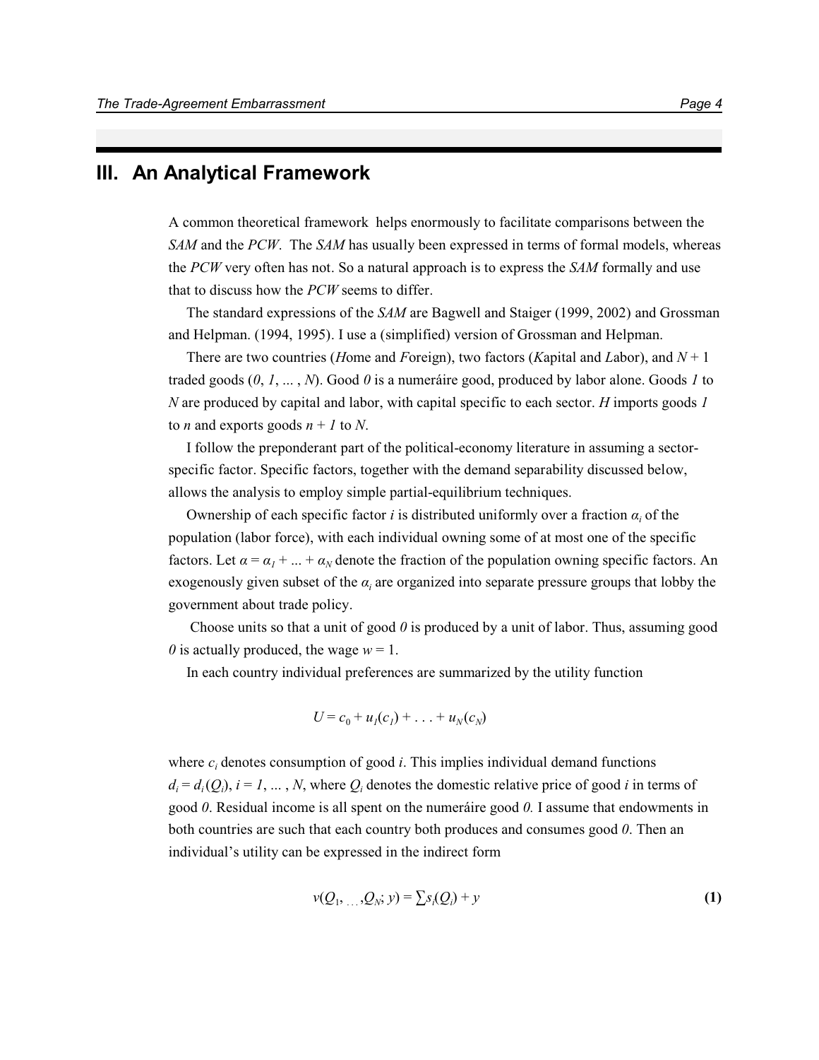## III. An Analytical Framework

A common theoretical framework helps enormously to facilitate comparisons between the *SAM* and the *PCW*. The *SAM* has usually been expressed in terms of formal models, whereas the *PCW* very often has not. So a natural approach is to express the *SAM* formally and use that to discuss how the *PCW* seems to differ.

The standard expressions of the *SAM* are Bagwell and Staiger (1999, 2002) and Grossman and Helpman. (1994, 1995). I use a (simplified) version of Grossman and Helpman.

There are two countries (*H*ome and *F*oreign), two factors (*K*apital and *L*abor), and $N + 1$ traded goods ($0, 1, \ldots, N$). Good $0$ is a numeráire good, produced by labor alone. Goods $1$ to $N$ are produced by capital and labor, with capital specific to each sector. $H$ imports goods $1$ to $n$ and exports goods $n + 1$ to $N$.

I follow the preponderant part of the political-economy literature in assuming a sector-specific factor. Specific factors, together with the demand separability discussed below, allows the analysis to employ simple partial-equilibrium techniques.

Ownership of each specific factor $i$ is distributed uniformly over a fraction $\alpha_i$ of the population (labor force), with each individual owning some of at most one of the specific factors. Let $\alpha = \alpha_1 + \ldots + \alpha_N$ denote the fraction of the population owning specific factors. An exogenously given subset of the $\alpha_i$ are organized into separate pressure groups that lobby the government about trade policy.

Choose units so that a unit of good $0$ is produced by a unit of labor. Thus, assuming good $0$ is actually produced, the wage $w = 1$.

In each country individual preferences are summarized by the utility function

$$U = c_0 + u_1(c_1) + \ldots + u_N(c_N)$$

where $c_i$ denotes consumption of good $i$. This implies individual demand functions $d_i = d_i(Q_i)$, $i = 1, \ldots, N$, where $Q_i$ denotes the domestic relative price of good $i$ in terms of good $0$. Residual income is all spent on the numeráire good $0$. I assume that endowments in both countries are such that each country both produces and consumes good $0$. Then an individual's utility can be expressed in the indirect form

$$v(Q_1, \ldots, Q_N; y) = \sum s_i(Q_i) + y \tag{1}$$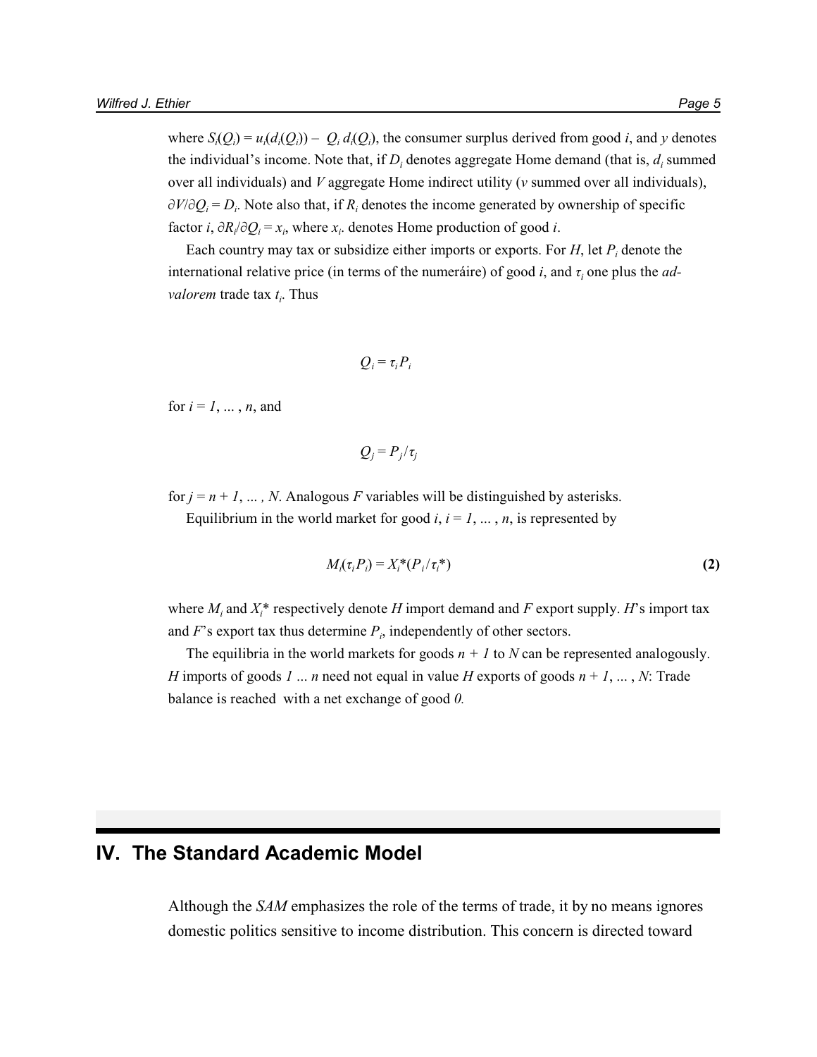where $S_i(Q_i) = u_i(d_i(Q_i)) - Q_i\, d_i(Q_i)$, the consumer surplus derived from good $i$, and $y$ denotes the individual's income. Note that, if $D_i$ denotes aggregate Home demand (that is, $d_i$ summed over all individuals) and $V$ aggregate Home indirect utility ($v$ summed over all individuals), $\partial V/\partial Q_i = D_i$. Note also that, if $R_i$ denotes the income generated by ownership of specific factor $i$, $\partial R_i/\partial Q_i = x_i$, where $x_i$. denotes Home production of good $i$.

Each country may tax or subsidize either imports or exports. For $H$, let $P_i$ denote the international relative price (in terms of the numeráire) of good $i$, and $\tau_i$ one plus the *ad-valorem* trade tax $t_i$. Thus

$$Q_i = \tau_i P_i$$

for $i = 1, \ldots, n$, and

$$Q_j = P_j / \tau_j$$

for $j = n + 1, \ldots, N$. Analogous $F$ variables will be distinguished by asterisks.

Equilibrium in the world market for good $i$, $i = 1, \ldots, n$, is represented by

$$M_i(\tau_i P_i) = X_i^*(P_i / \tau_i^*) \tag{2}$$

where $M_i$ and $X_i^*$ respectively denote $H$ import demand and $F$ export supply. $H$'s import tax and $F$'s export tax thus determine $P_i$, independently of other sectors.

The equilibria in the world markets for goods $n + 1$ to $N$ can be represented analogously. $H$ imports of goods $1 \ldots n$ need not equal in value $H$ exports of goods $n + 1, \ldots, N$: Trade balance is reached with a net exchange of good $0$.

## IV. The Standard Academic Model

Although the *SAM* emphasizes the role of the terms of trade, it by no means ignores domestic politics sensitive to income distribution. This concern is directed toward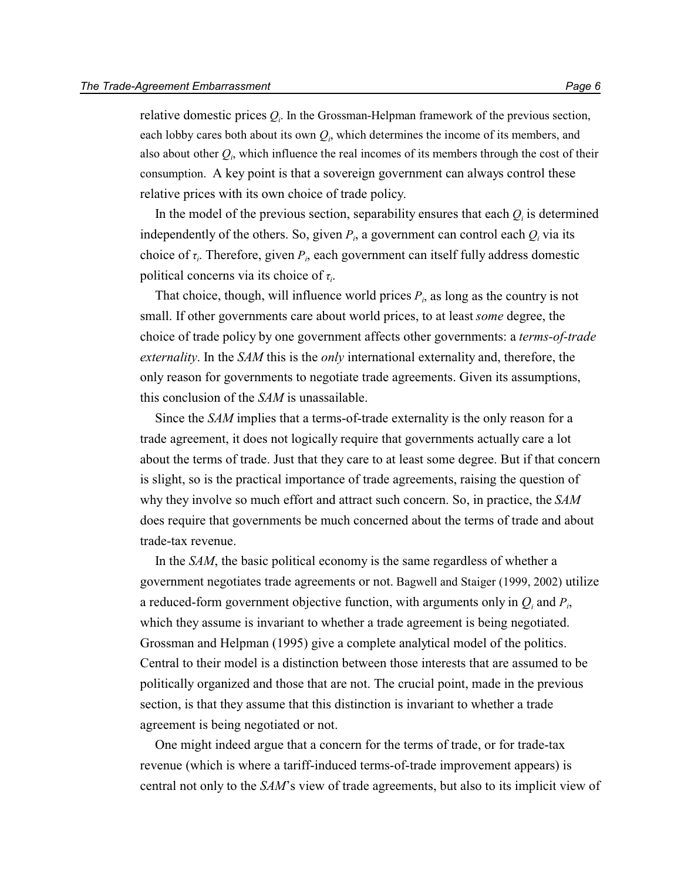relative domestic prices $Q_i$. In the Grossman-Helpman framework of the previous section, each lobby cares both about its own $Q_i$, which determines the income of its members, and also about other $Q_i$, which influence the real incomes of its members through the cost of their consumption. A key point is that a sovereign government can always control these relative prices with its own choice of trade policy.

In the model of the previous section, separability ensures that each $Q_i$ is determined independently of the others. So, given $P_i$, a government can control each $Q_i$ via its choice of $\tau_i$. Therefore, given $P_i$, each government can itself fully address domestic political concerns via its choice of $\tau_i$.

That choice, though, will influence world prices $P_i$, as long as the country is not small. If other governments care about world prices, to at least *some* degree, the choice of trade policy by one government affects other governments: a *terms-of-trade externality*. In the *SAM* this is the *only* international externality and, therefore, the only reason for governments to negotiate trade agreements. Given its assumptions, this conclusion of the *SAM* is unassailable.

Since the *SAM* implies that a terms-of-trade externality is the only reason for a trade agreement, it does not logically require that governments actually care a lot about the terms of trade. Just that they care to at least some degree. But if that concern is slight, so is the practical importance of trade agreements, raising the question of why they involve so much effort and attract such concern. So, in practice, the *SAM* does require that governments be much concerned about the terms of trade and about trade-tax revenue.

In the *SAM*, the basic political economy is the same regardless of whether a government negotiates trade agreements or not. Bagwell and Staiger (1999, 2002) utilize a reduced-form government objective function, with arguments only in $Q_i$ and $P_i$, which they assume is invariant to whether a trade agreement is being negotiated. Grossman and Helpman (1995) give a complete analytical model of the politics. Central to their model is a distinction between those interests that are assumed to be politically organized and those that are not. The crucial point, made in the previous section, is that they assume that this distinction is invariant to whether a trade agreement is being negotiated or not.

One might indeed argue that a concern for the terms of trade, or for trade-tax revenue (which is where a tariff-induced terms-of-trade improvement appears) is central not only to the *SAM*'s view of trade agreements, but also to its implicit view of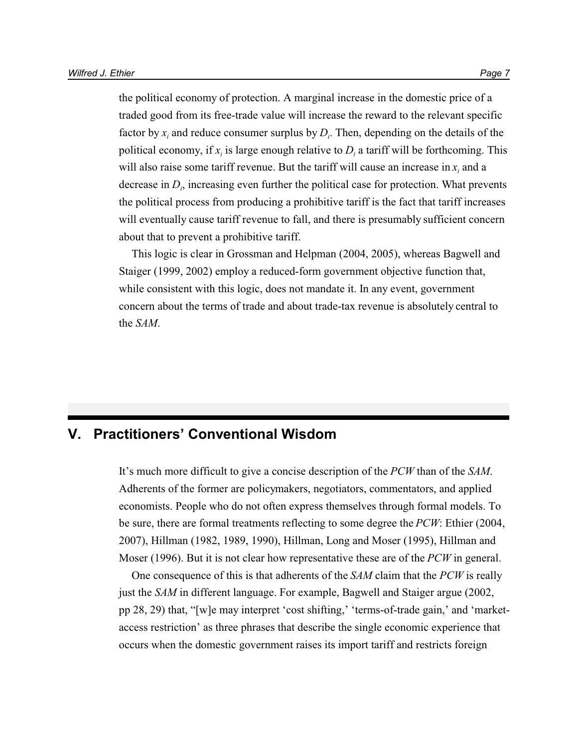the political economy of protection. A marginal increase in the domestic price of a traded good from its free-trade value will increase the reward to the relevant specific factor by $x_i$ and reduce consumer surplus by $D_i$. Then, depending on the details of the political economy, if $x_i$ is large enough relative to $D_i$ a tariff will be forthcoming. This will also raise some tariff revenue. But the tariff will cause an increase in $x_i$ and a decrease in $D_i$, increasing even further the political case for protection. What prevents the political process from producing a prohibitive tariff is the fact that tariff increases will eventually cause tariff revenue to fall, and there is presumably sufficient concern about that to prevent a prohibitive tariff.

This logic is clear in Grossman and Helpman (2004, 2005), whereas Bagwell and Staiger (1999, 2002) employ a reduced-form government objective function that, while consistent with this logic, does not mandate it. In any event, government concern about the terms of trade and about trade-tax revenue is absolutely central to the *SAM*.

## V. Practitioners' Conventional Wisdom

It's much more difficult to give a concise description of the *PCW* than of the *SAM*. Adherents of the former are policymakers, negotiators, commentators, and applied economists. People who do not often express themselves through formal models. To be sure, there are formal treatments reflecting to some degree the *PCW*: Ethier (2004, 2007), Hillman (1982, 1989, 1990), Hillman, Long and Moser (1995), Hillman and Moser (1996). But it is not clear how representative these are of the *PCW* in general.

One consequence of this is that adherents of the *SAM* claim that the *PCW* is really just the *SAM* in different language. For example, Bagwell and Staiger argue (2002, pp 28, 29) that, "[w]e may interpret 'cost shifting,' 'terms-of-trade gain,' and 'market-access restriction' as three phrases that describe the single economic experience that occurs when the domestic government raises its import tariff and restricts foreign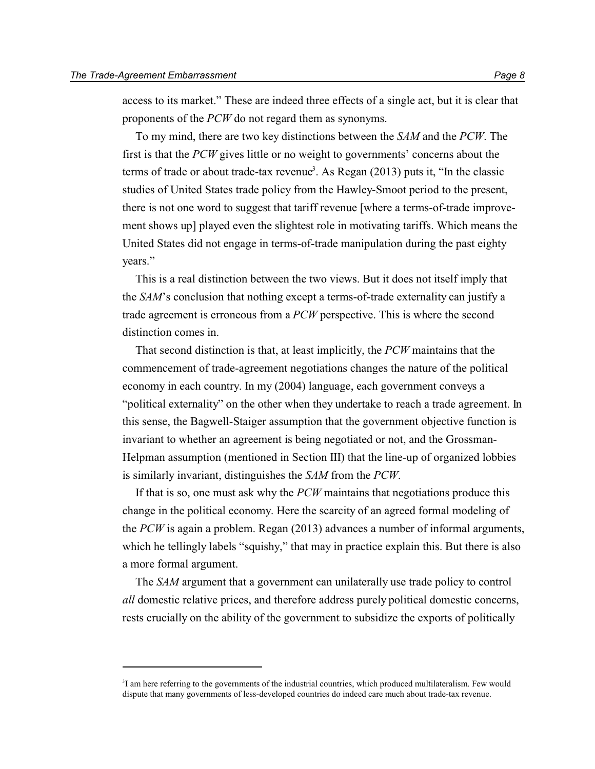access to its market." These are indeed three effects of a single act, but it is clear that proponents of the *PCW* do not regard them as synonyms.

To my mind, there are two key distinctions between the *SAM* and the *PCW*. The first is that the *PCW* gives little or no weight to governments' concerns about the terms of trade or about trade-tax revenue[3]. As Regan (2013) puts it, "In the classic studies of United States trade policy from the Hawley-Smoot period to the present, there is not one word to suggest that tariff revenue [where a terms-of-trade improvement shows up] played even the slightest role in motivating tariffs. Which means the United States did not engage in terms-of-trade manipulation during the past eighty years."

This is a real distinction between the two views. But it does not itself imply that the *SAM*'s conclusion that nothing except a terms-of-trade externality can justify a trade agreement is erroneous from a *PCW* perspective. This is where the second distinction comes in.

That second distinction is that, at least implicitly, the *PCW* maintains that the commencement of trade-agreement negotiations changes the nature of the political economy in each country. In my (2004) language, each government conveys a "political externality" on the other when they undertake to reach a trade agreement. In this sense, the Bagwell-Staiger assumption that the government objective function is invariant to whether an agreement is being negotiated or not, and the Grossman-Helpman assumption (mentioned in Section III) that the line-up of organized lobbies is similarly invariant, distinguishes the *SAM* from the *PCW*.

If that is so, one must ask why the *PCW* maintains that negotiations produce this change in the political economy. Here the scarcity of an agreed formal modeling of the *PCW* is again a problem. Regan (2013) advances a number of informal arguments, which he tellingly labels "squishy," that may in practice explain this. But there is also a more formal argument.

The *SAM* argument that a government can unilaterally use trade policy to control *all* domestic relative prices, and therefore address purely political domestic concerns, rests crucially on the ability of the government to subsidize the exports of politically

[3] I am here referring to the governments of the industrial countries, which produced multilateralism. Few would dispute that many governments of less-developed countries do indeed care much about trade-tax revenue.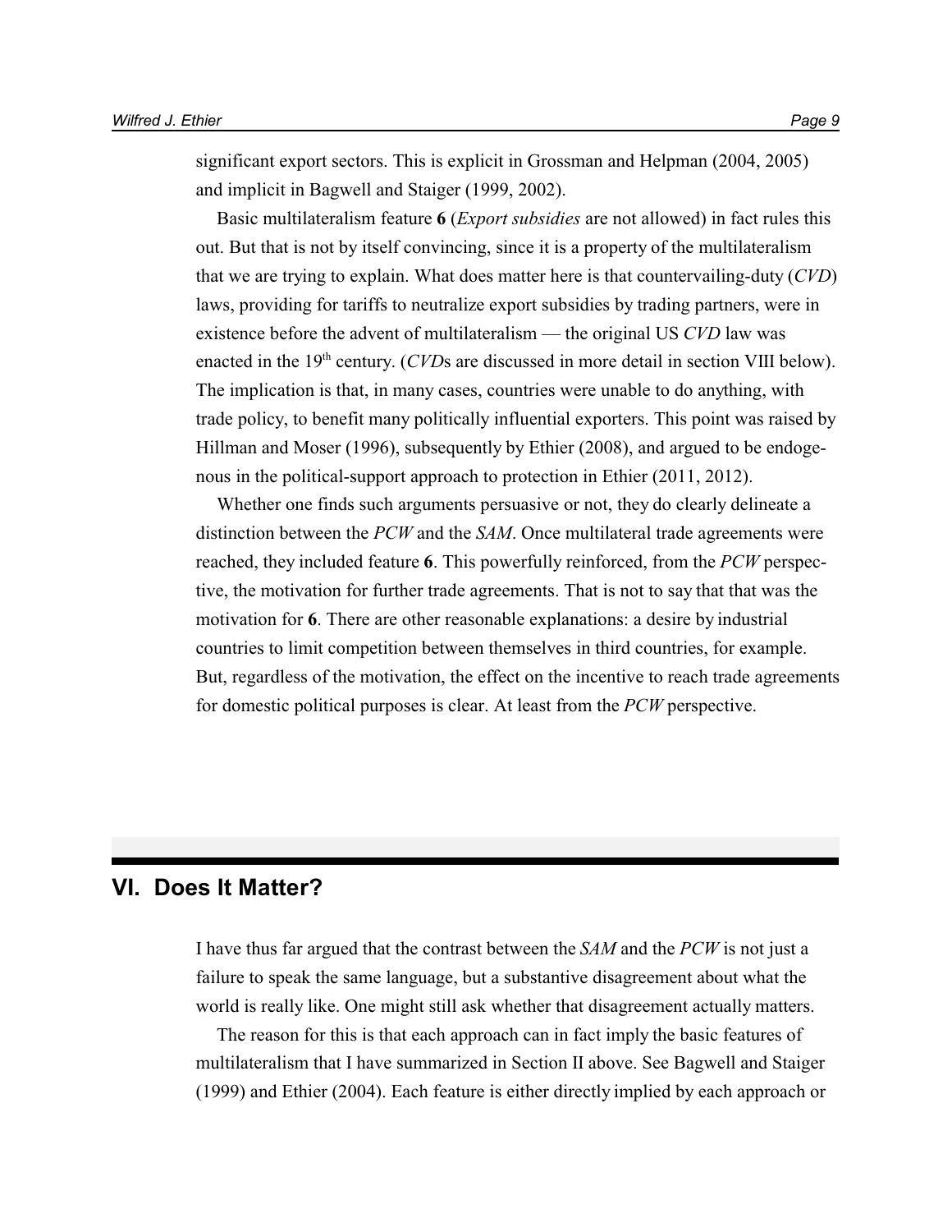significant export sectors. This is explicit in Grossman and Helpman (2004, 2005) and implicit in Bagwell and Staiger (1999, 2002).

Basic multilateralism feature **6** (*Export subsidies* are not allowed) in fact rules this out. But that is not by itself convincing, since it is a property of the multilateralism that we are trying to explain. What does matter here is that countervailing-duty (*CVD*) laws, providing for tariffs to neutralize export subsidies by trading partners, were in existence before the advent of multilateralism — the original US *CVD* law was enacted in the 19th century. (*CVD*s are discussed in more detail in section VIII below). The implication is that, in many cases, countries were unable to do anything, with trade policy, to benefit many politically influential exporters. This point was raised by Hillman and Moser (1996), subsequently by Ethier (2008), and argued to be endogenous in the political-support approach to protection in Ethier (2011, 2012).

Whether one finds such arguments persuasive or not, they do clearly delineate a distinction between the *PCW* and the *SAM*. Once multilateral trade agreements were reached, they included feature **6**. This powerfully reinforced, from the *PCW* perspective, the motivation for further trade agreements. That is not to say that that was the motivation for **6**. There are other reasonable explanations: a desire by industrial countries to limit competition between themselves in third countries, for example. But, regardless of the motivation, the effect on the incentive to reach trade agreements for domestic political purposes is clear. At least from the *PCW* perspective.

## VI. Does It Matter?

I have thus far argued that the contrast between the *SAM* and the *PCW* is not just a failure to speak the same language, but a substantive disagreement about what the world is really like. One might still ask whether that disagreement actually matters.

The reason for this is that each approach can in fact imply the basic features of multilateralism that I have summarized in Section II above. See Bagwell and Staiger (1999) and Ethier (2004). Each feature is either directly implied by each approach or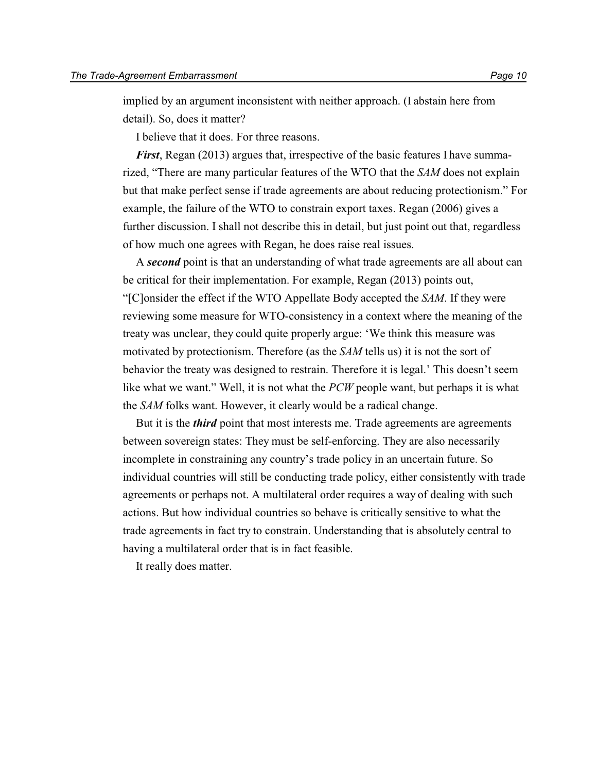implied by an argument inconsistent with neither approach. (I abstain here from detail). So, does it matter?

I believe that it does. For three reasons.

***First***, Regan (2013) argues that, irrespective of the basic features I have summarized, "There are many particular features of the WTO that the *SAM* does not explain but that make perfect sense if trade agreements are about reducing protectionism." For example, the failure of the WTO to constrain export taxes. Regan (2006) gives a further discussion. I shall not describe this in detail, but just point out that, regardless of how much one agrees with Regan, he does raise real issues.

A ***second*** point is that an understanding of what trade agreements are all about can be critical for their implementation. For example, Regan (2013) points out, "[C]onsider the effect if the WTO Appellate Body accepted the *SAM*. If they were reviewing some measure for WTO-consistency in a context where the meaning of the treaty was unclear, they could quite properly argue: 'We think this measure was motivated by protectionism. Therefore (as the *SAM* tells us) it is not the sort of behavior the treaty was designed to restrain. Therefore it is legal.' This doesn't seem like what we want." Well, it is not what the *PCW* people want, but perhaps it is what the *SAM* folks want. However, it clearly would be a radical change.

But it is the ***third*** point that most interests me. Trade agreements are agreements between sovereign states: They must be self-enforcing. They are also necessarily incomplete in constraining any country's trade policy in an uncertain future. So individual countries will still be conducting trade policy, either consistently with trade agreements or perhaps not. A multilateral order requires a way of dealing with such actions. But how individual countries so behave is critically sensitive to what the trade agreements in fact try to constrain. Understanding that is absolutely central to having a multilateral order that is in fact feasible.

It really does matter.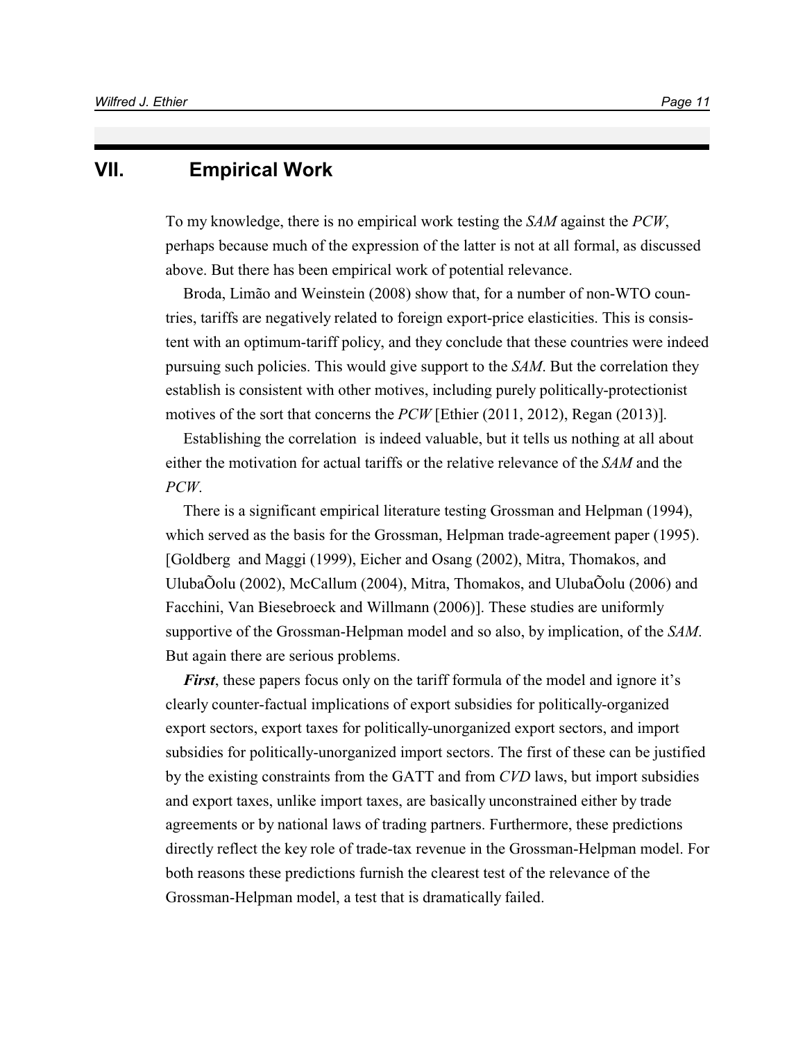## VII. Empirical Work

To my knowledge, there is no empirical work testing the *SAM* against the *PCW*, perhaps because much of the expression of the latter is not at all formal, as discussed above. But there has been empirical work of potential relevance.

Broda, Limão and Weinstein (2008) show that, for a number of non-WTO countries, tariffs are negatively related to foreign export-price elasticities. This is consistent with an optimum-tariff policy, and they conclude that these countries were indeed pursuing such policies. This would give support to the *SAM*. But the correlation they establish is consistent with other motives, including purely politically-protectionist motives of the sort that concerns the *PCW* [Ethier (2011, 2012), Regan (2013)].

Establishing the correlation is indeed valuable, but it tells us nothing at all about either the motivation for actual tariffs or the relative relevance of the *SAM* and the *PCW*.

There is a significant empirical literature testing Grossman and Helpman (1994), which served as the basis for the Grossman, Helpman trade-agreement paper (1995). [Goldberg and Maggi (1999), Eicher and Osang (2002), Mitra, Thomakos, and UlubaÕolu (2002), McCallum (2004), Mitra, Thomakos, and UlubaÕolu (2006) and Facchini, Van Biesebroeck and Willmann (2006)]. These studies are uniformly supportive of the Grossman-Helpman model and so also, by implication, of the *SAM*. But again there are serious problems.

***First***, these papers focus only on the tariff formula of the model and ignore it's clearly counter-factual implications of export subsidies for politically-organized export sectors, export taxes for politically-unorganized export sectors, and import subsidies for politically-unorganized import sectors. The first of these can be justified by the existing constraints from the GATT and from *CVD* laws, but import subsidies and export taxes, unlike import taxes, are basically unconstrained either by trade agreements or by national laws of trading partners. Furthermore, these predictions directly reflect the key role of trade-tax revenue in the Grossman-Helpman model. For both reasons these predictions furnish the clearest test of the relevance of the Grossman-Helpman model, a test that is dramatically failed.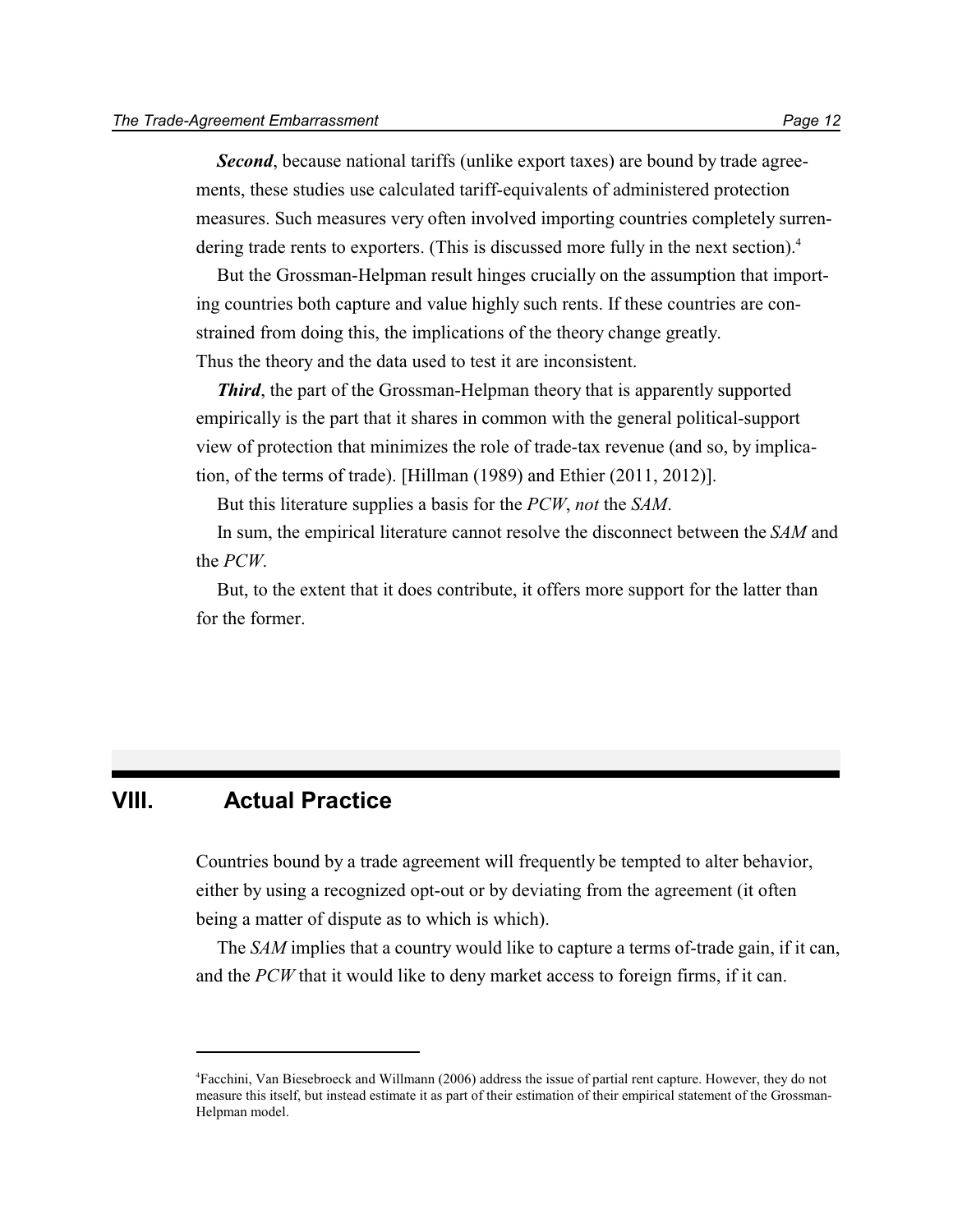***Second***, because national tariffs (unlike export taxes) are bound by trade agreements, these studies use calculated tariff-equivalents of administered protection measures. Such measures very often involved importing countries completely surrendering trade rents to exporters. (This is discussed more fully in the next section).[4]

But the Grossman-Helpman result hinges crucially on the assumption that importing countries both capture and value highly such rents. If these countries are constrained from doing this, the implications of the theory change greatly.
Thus the theory and the data used to test it are inconsistent.

***Third***, the part of the Grossman-Helpman theory that is apparently supported empirically is the part that it shares in common with the general political-support view of protection that minimizes the role of trade-tax revenue (and so, by implication, of the terms of trade). [Hillman (1989) and Ethier (2011, 2012)].

But this literature supplies a basis for the *PCW*, *not* the *SAM*.

In sum, the empirical literature cannot resolve the disconnect between the *SAM* and the *PCW*.

But, to the extent that it does contribute, it offers more support for the latter than for the former.

## VIII. Actual Practice

Countries bound by a trade agreement will frequently be tempted to alter behavior, either by using a recognized opt-out or by deviating from the agreement (it often being a matter of dispute as to which is which).

The *SAM* implies that a country would like to capture a terms of-trade gain, if it can, and the *PCW* that it would like to deny market access to foreign firms, if it can.

---

[4] Facchini, Van Biesebroeck and Willmann (2006) address the issue of partial rent capture. However, they do not measure this itself, but instead estimate it as part of their estimation of their empirical statement of the Grossman-Helpman model.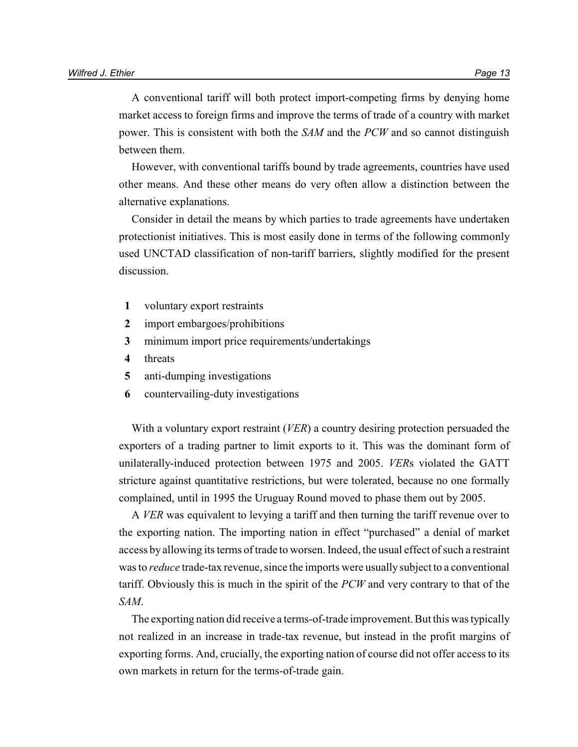A conventional tariff will both protect import-competing firms by denying home market access to foreign firms and improve the terms of trade of a country with market power. This is consistent with both the *SAM* and the *PCW* and so cannot distinguish between them.

However, with conventional tariffs bound by trade agreements, countries have used other means. And these other means do very often allow a distinction between the alternative explanations.

Consider in detail the means by which parties to trade agreements have undertaken protectionist initiatives. This is most easily done in terms of the following commonly used UNCTAD classification of non-tariff barriers, slightly modified for the present discussion.

1. voluntary export restraints
2. import embargoes/prohibitions
3. minimum import price requirements/undertakings
4. threats
5. anti-dumping investigations
6. countervailing-duty investigations

With a voluntary export restraint (*VER*) a country desiring protection persuaded the exporters of a trading partner to limit exports to it. This was the dominant form of unilaterally-induced protection between 1975 and 2005. *VER*s violated the GATT stricture against quantitative restrictions, but were tolerated, because no one formally complained, until in 1995 the Uruguay Round moved to phase them out by 2005.

A *VER* was equivalent to levying a tariff and then turning the tariff revenue over to the exporting nation. The importing nation in effect "purchased" a denial of market access by allowing its terms of trade to worsen. Indeed, the usual effect of such a restraint was to *reduce* trade-tax revenue, since the imports were usually subject to a conventional tariff. Obviously this is much in the spirit of the *PCW* and very contrary to that of the *SAM*.

The exporting nation did receive a terms-of-trade improvement. But this was typically not realized in an increase in trade-tax revenue, but instead in the profit margins of exporting forms. And, crucially, the exporting nation of course did not offer access to its own markets in return for the terms-of-trade gain.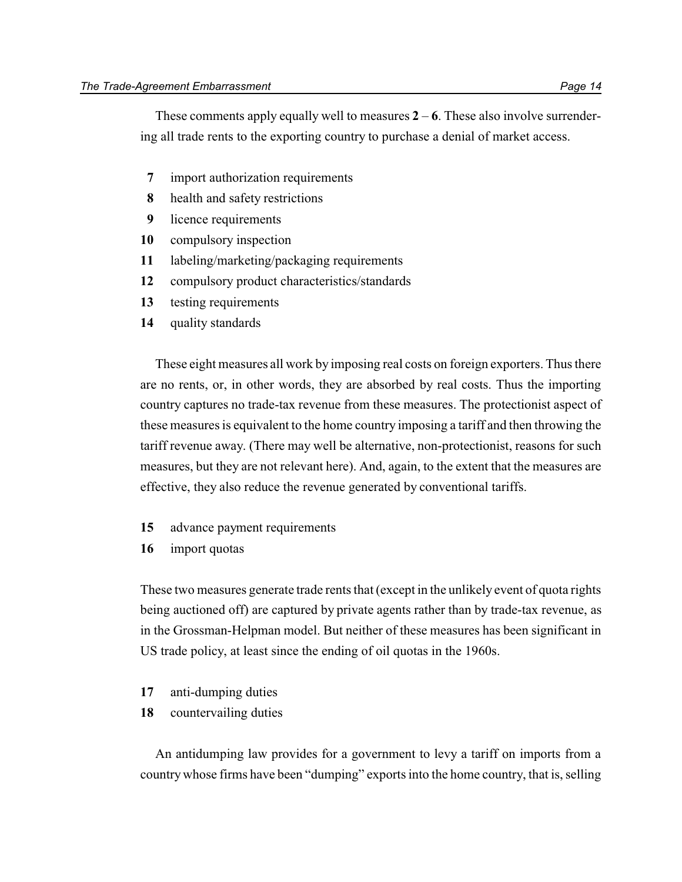These comments apply equally well to measures **2** – **6**. These also involve surrendering all trade rents to the exporting country to purchase a denial of market access.

**7** import authorization requirements
**8** health and safety restrictions
**9** licence requirements
**10** compulsory inspection
**11** labeling/marketing/packaging requirements
**12** compulsory product characteristics/standards
**13** testing requirements
**14** quality standards

These eight measures all work by imposing real costs on foreign exporters. Thus there are no rents, or, in other words, they are absorbed by real costs. Thus the importing country captures no trade-tax revenue from these measures. The protectionist aspect of these measures is equivalent to the home country imposing a tariff and then throwing the tariff revenue away. (There may well be alternative, non-protectionist, reasons for such measures, but they are not relevant here). And, again, to the extent that the measures are effective, they also reduce the revenue generated by conventional tariffs.

**15** advance payment requirements
**16** import quotas

These two measures generate trade rents that (except in the unlikely event of quota rights being auctioned off) are captured by private agents rather than by trade-tax revenue, as in the Grossman-Helpman model. But neither of these measures has been significant in US trade policy, at least since the ending of oil quotas in the 1960s.

**17** anti-dumping duties
**18** countervailing duties

An antidumping law provides for a government to levy a tariff on imports from a country whose firms have been "dumping" exports into the home country, that is, selling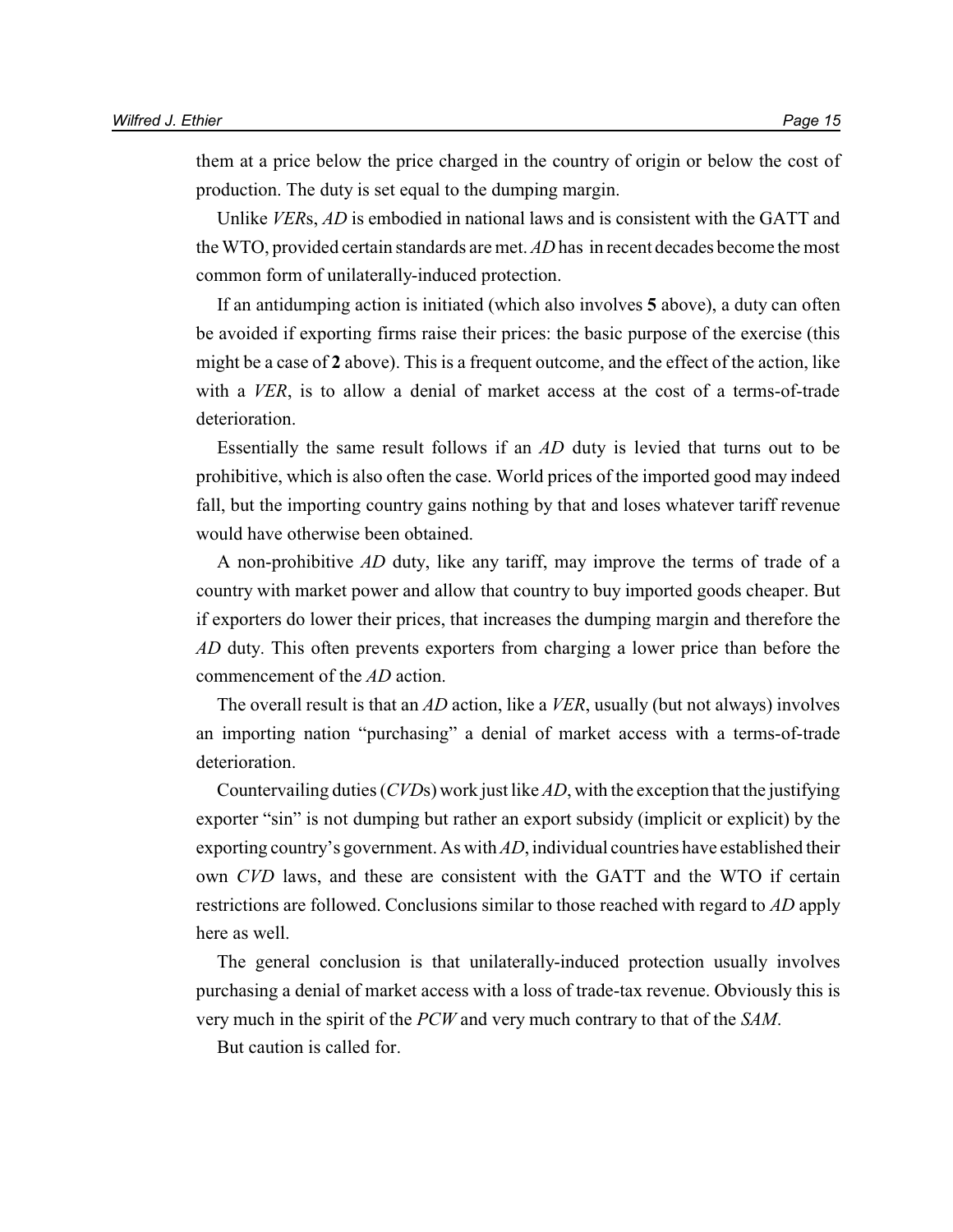them at a price below the price charged in the country of origin or below the cost of production. The duty is set equal to the dumping margin.

Unlike *VER*s, *AD* is embodied in national laws and is consistent with the GATT and the WTO, provided certain standards are met. *AD* has in recent decades become the most common form of unilaterally-induced protection.

If an antidumping action is initiated (which also involves **5** above), a duty can often be avoided if exporting firms raise their prices: the basic purpose of the exercise (this might be a case of **2** above). This is a frequent outcome, and the effect of the action, like with a *VER*, is to allow a denial of market access at the cost of a terms-of-trade deterioration.

Essentially the same result follows if an *AD* duty is levied that turns out to be prohibitive, which is also often the case. World prices of the imported good may indeed fall, but the importing country gains nothing by that and loses whatever tariff revenue would have otherwise been obtained.

A non-prohibitive *AD* duty, like any tariff, may improve the terms of trade of a country with market power and allow that country to buy imported goods cheaper. But if exporters do lower their prices, that increases the dumping margin and therefore the *AD* duty. This often prevents exporters from charging a lower price than before the commencement of the *AD* action.

The overall result is that an *AD* action, like a *VER*, usually (but not always) involves an importing nation "purchasing" a denial of market access with a terms-of-trade deterioration.

Countervailing duties (*CVD*s) work just like *AD*, with the exception that the justifying exporter "sin" is not dumping but rather an export subsidy (implicit or explicit) by the exporting country's government. As with *AD*, individual countries have established their own *CVD* laws, and these are consistent with the GATT and the WTO if certain restrictions are followed. Conclusions similar to those reached with regard to *AD* apply here as well.

The general conclusion is that unilaterally-induced protection usually involves purchasing a denial of market access with a loss of trade-tax revenue. Obviously this is very much in the spirit of the *PCW* and very much contrary to that of the *SAM*.

But caution is called for.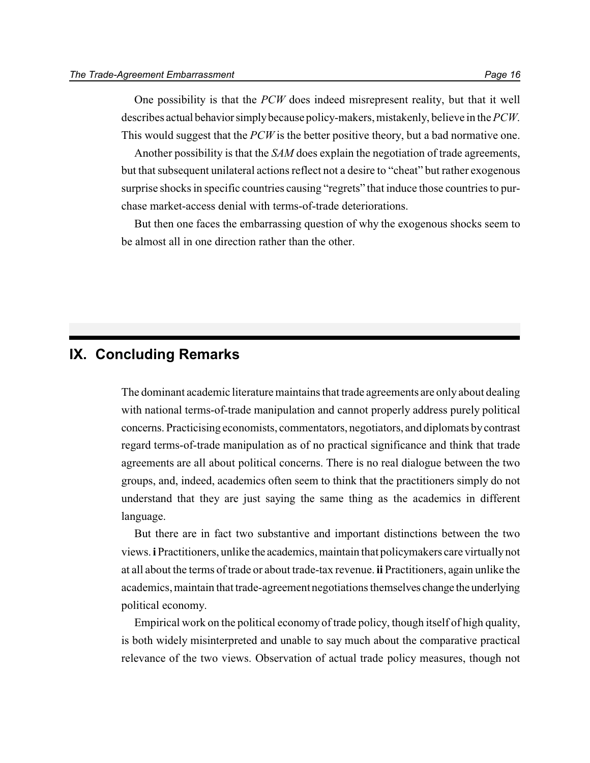One possibility is that the *PCW* does indeed misrepresent reality, but that it well describes actual behavior simply because policy-makers, mistakenly, believe in the *PCW*. This would suggest that the *PCW* is the better positive theory, but a bad normative one.

Another possibility is that the *SAM* does explain the negotiation of trade agreements, but that subsequent unilateral actions reflect not a desire to "cheat" but rather exogenous surprise shocks in specific countries causing "regrets" that induce those countries to purchase market-access denial with terms-of-trade deteriorations.

But then one faces the embarrassing question of why the exogenous shocks seem to be almost all in one direction rather than the other.

## IX. Concluding Remarks

The dominant academic literature maintains that trade agreements are only about dealing with national terms-of-trade manipulation and cannot properly address purely political concerns. Practicising economists, commentators, negotiators, and diplomats by contrast regard terms-of-trade manipulation as of no practical significance and think that trade agreements are all about political concerns. There is no real dialogue between the two groups, and, indeed, academics often seem to think that the practitioners simply do not understand that they are just saying the same thing as the academics in different language.

But there are in fact two substantive and important distinctions between the two views. **i** Practitioners, unlike the academics, maintain that policymakers care virtually not at all about the terms of trade or about trade-tax revenue. **ii** Practitioners, again unlike the academics, maintain that trade-agreement negotiations themselves change the underlying political economy.

Empirical work on the political economy of trade policy, though itself of high quality, is both widely misinterpreted and unable to say much about the comparative practical relevance of the two views. Observation of actual trade policy measures, though not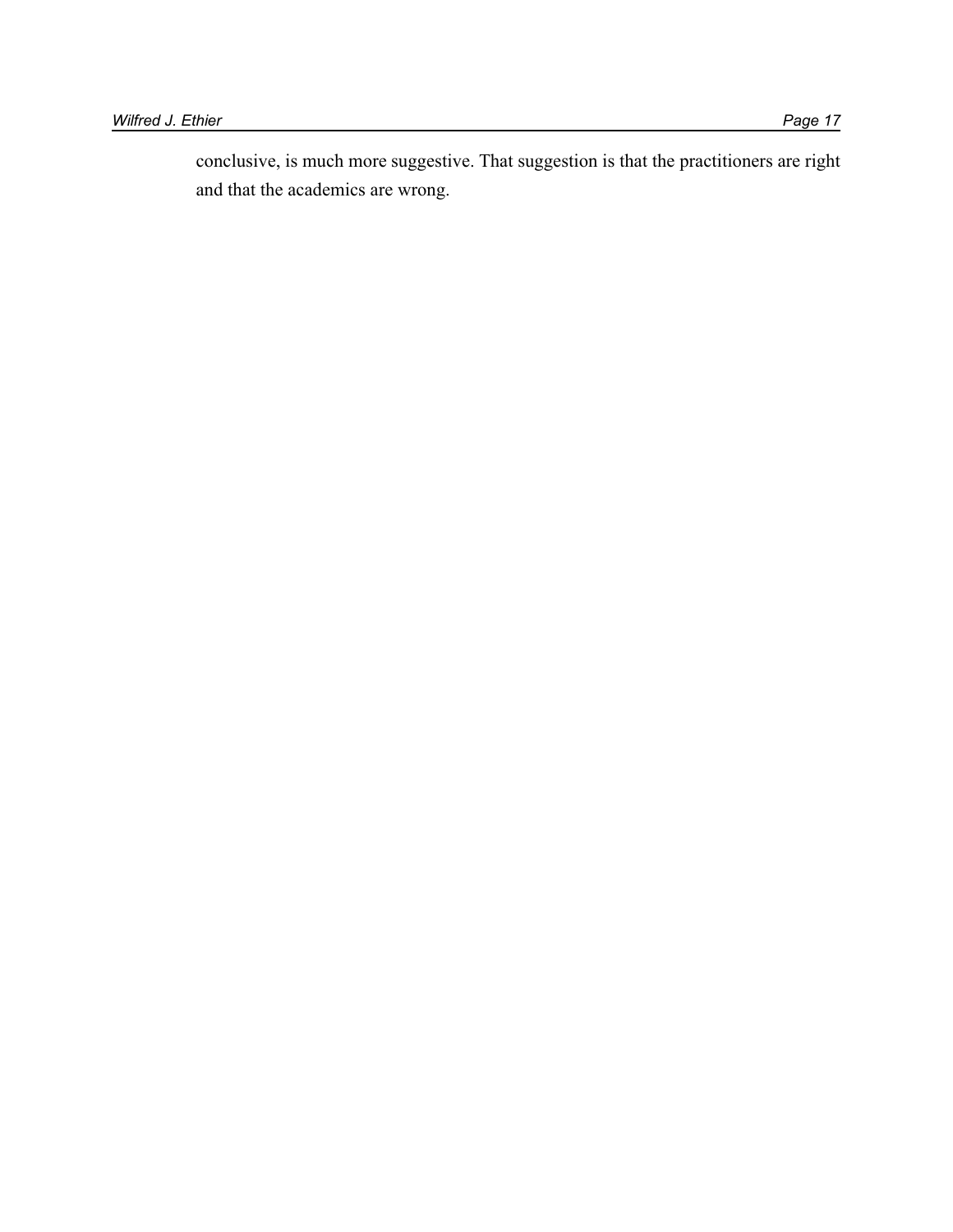conclusive, is much more suggestive. That suggestion is that the practitioners are right and that the academics are wrong.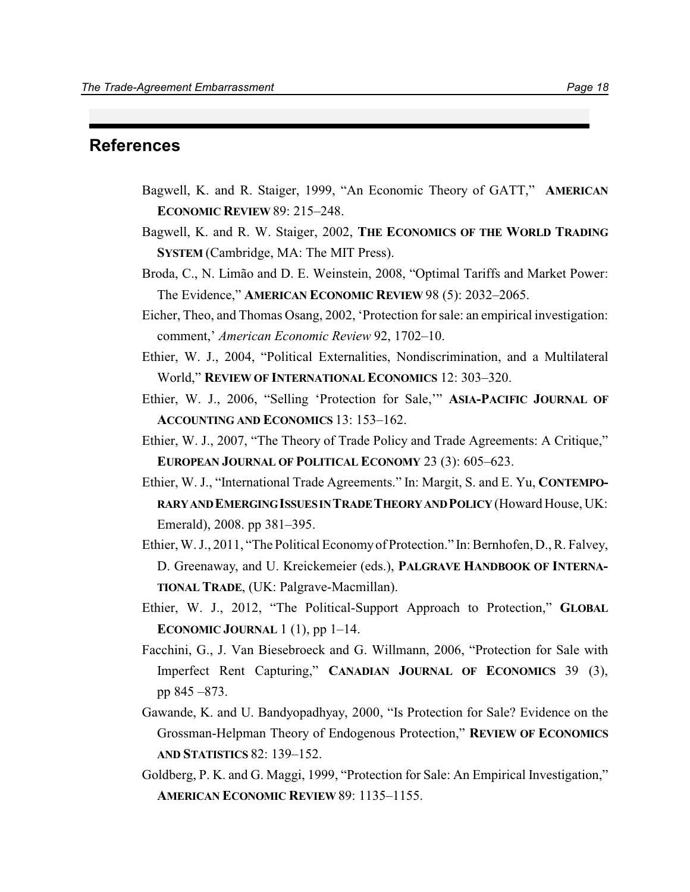## References

Bagwell, K. and R. Staiger, 1999, "An Economic Theory of GATT," **AMERICAN ECONOMIC REVIEW** 89: 215–248.

Bagwell, K. and R. W. Staiger, 2002, **THE ECONOMICS OF THE WORLD TRADING SYSTEM** (Cambridge, MA: The MIT Press).

Broda, C., N. Limão and D. E. Weinstein, 2008, "Optimal Tariffs and Market Power: The Evidence," **AMERICAN ECONOMIC REVIEW** 98 (5): 2032–2065.

Eicher, Theo, and Thomas Osang, 2002, 'Protection for sale: an empirical investigation: comment,' *American Economic Review* 92, 1702–10.

Ethier, W. J., 2004, "Political Externalities, Nondiscrimination, and a Multilateral World," **REVIEW OF INTERNATIONAL ECONOMICS** 12: 303–320.

Ethier, W. J., 2006, "Selling 'Protection for Sale,'" **ASIA-PACIFIC JOURNAL OF ACCOUNTING AND ECONOMICS** 13: 153–162.

Ethier, W. J., 2007, "The Theory of Trade Policy and Trade Agreements: A Critique," **EUROPEAN JOURNAL OF POLITICAL ECONOMY** 23 (3): 605–623.

Ethier, W. J., "International Trade Agreements." In: Margit, S. and E. Yu, **CONTEMPORARY AND EMERGING ISSUES IN TRADE THEORY AND POLICY** (Howard House, UK: Emerald), 2008. pp 381–395.

Ethier, W. J., 2011, "The Political Economy of Protection." In: Bernhofen, D., R. Falvey, D. Greenaway, and U. Kreickemeier (eds.), **PALGRAVE HANDBOOK OF INTERNATIONAL TRADE**, (UK: Palgrave-Macmillan).

Ethier, W. J., 2012, "The Political-Support Approach to Protection," **GLOBAL ECONOMIC JOURNAL** 1 (1), pp 1–14.

Facchini, G., J. Van Biesebroeck and G. Willmann, 2006, "Protection for Sale with Imperfect Rent Capturing," **CANADIAN JOURNAL OF ECONOMICS** 39 (3), pp 845 –873.

Gawande, K. and U. Bandyopadhyay, 2000, "Is Protection for Sale? Evidence on the Grossman-Helpman Theory of Endogenous Protection," **REVIEW OF ECONOMICS AND STATISTICS** 82: 139–152.

Goldberg, P. K. and G. Maggi, 1999, "Protection for Sale: An Empirical Investigation," **AMERICAN ECONOMIC REVIEW** 89: 1135–1155.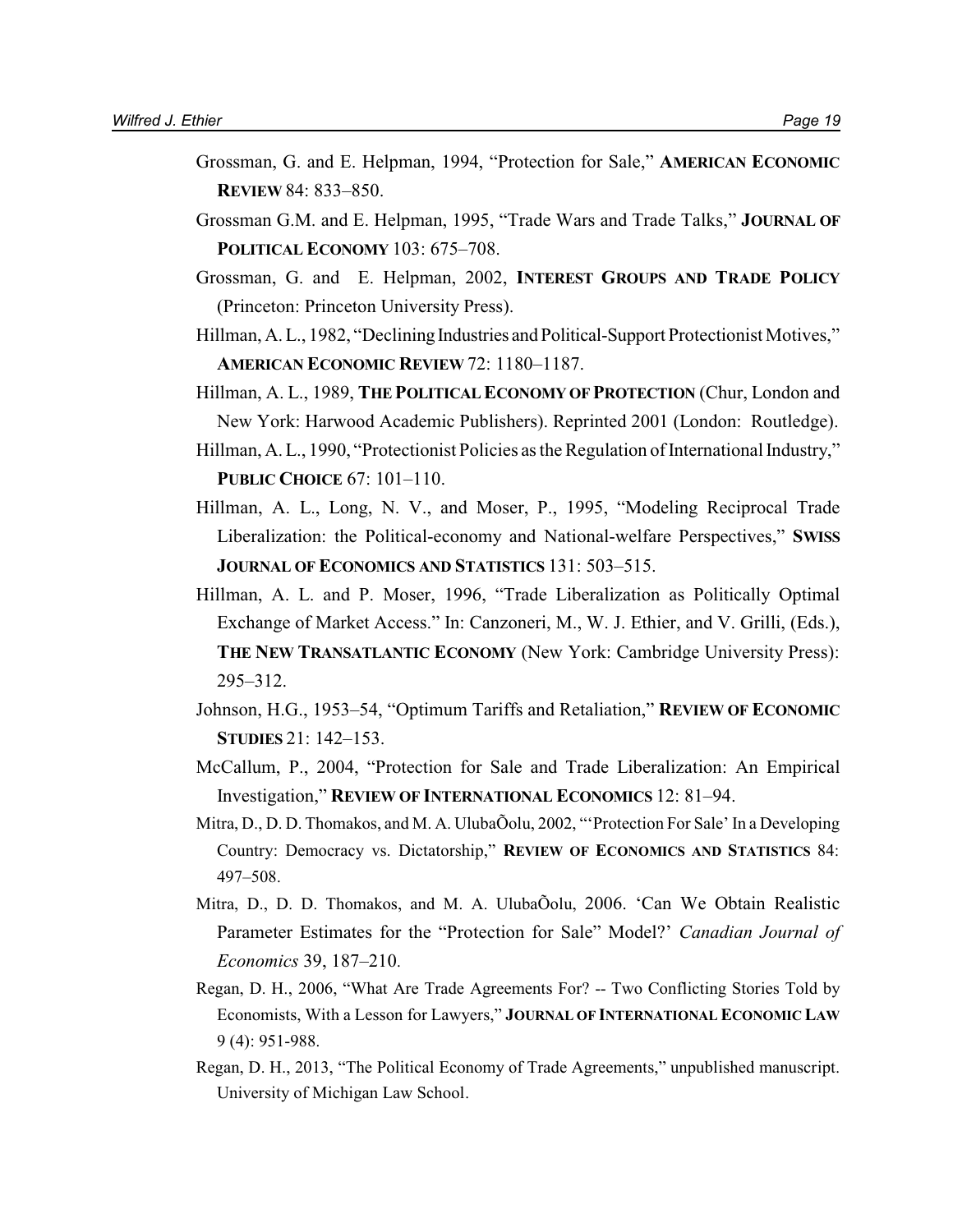Grossman, G. and E. Helpman, 1994, "Protection for Sale," **AMERICAN ECONOMIC REVIEW** 84: 833–850.

Grossman G.M. and E. Helpman, 1995, "Trade Wars and Trade Talks," **JOURNAL OF POLITICAL ECONOMY** 103: 675–708.

Grossman, G. and E. Helpman, 2002, **INTEREST GROUPS AND TRADE POLICY** (Princeton: Princeton University Press).

Hillman, A. L., 1982, "Declining Industries and Political-Support Protectionist Motives," **AMERICAN ECONOMIC REVIEW** 72: 1180–1187.

Hillman, A. L., 1989, **THE POLITICAL ECONOMY OF PROTECTION** (Chur, London and New York: Harwood Academic Publishers). Reprinted 2001 (London: Routledge).

Hillman, A. L., 1990, "Protectionist Policies as the Regulation of International Industry," **PUBLIC CHOICE** 67: 101–110.

Hillman, A. L., Long, N. V., and Moser, P., 1995, "Modeling Reciprocal Trade Liberalization: the Political-economy and National-welfare Perspectives," **SWISS JOURNAL OF ECONOMICS AND STATISTICS** 131: 503–515.

Hillman, A. L. and P. Moser, 1996, "Trade Liberalization as Politically Optimal Exchange of Market Access." In: Canzoneri, M., W. J. Ethier, and V. Grilli, (Eds.), **THE NEW TRANSATLANTIC ECONOMY** (New York: Cambridge University Press): 295–312.

Johnson, H.G., 1953–54, "Optimum Tariffs and Retaliation," **REVIEW OF ECONOMIC STUDIES** 21: 142–153.

McCallum, P., 2004, "Protection for Sale and Trade Liberalization: An Empirical Investigation," **REVIEW OF INTERNATIONAL ECONOMICS** 12: 81–94.

Mitra, D., D. D. Thomakos, and M. A. UlubaÕolu, 2002, "'Protection For Sale' In a Developing Country: Democracy vs. Dictatorship," **REVIEW OF ECONOMICS AND STATISTICS** 84: 497–508.

Mitra, D., D. D. Thomakos, and M. A. UlubaÕolu, 2006. 'Can We Obtain Realistic Parameter Estimates for the "Protection for Sale" Model?' *Canadian Journal of Economics* 39, 187–210.

Regan, D. H., 2006, "What Are Trade Agreements For? -- Two Conflicting Stories Told by Economists, With a Lesson for Lawyers," **JOURNAL OF INTERNATIONAL ECONOMIC LAW** 9 (4): 951-988.

Regan, D. H., 2013, "The Political Economy of Trade Agreements," unpublished manuscript. University of Michigan Law School.